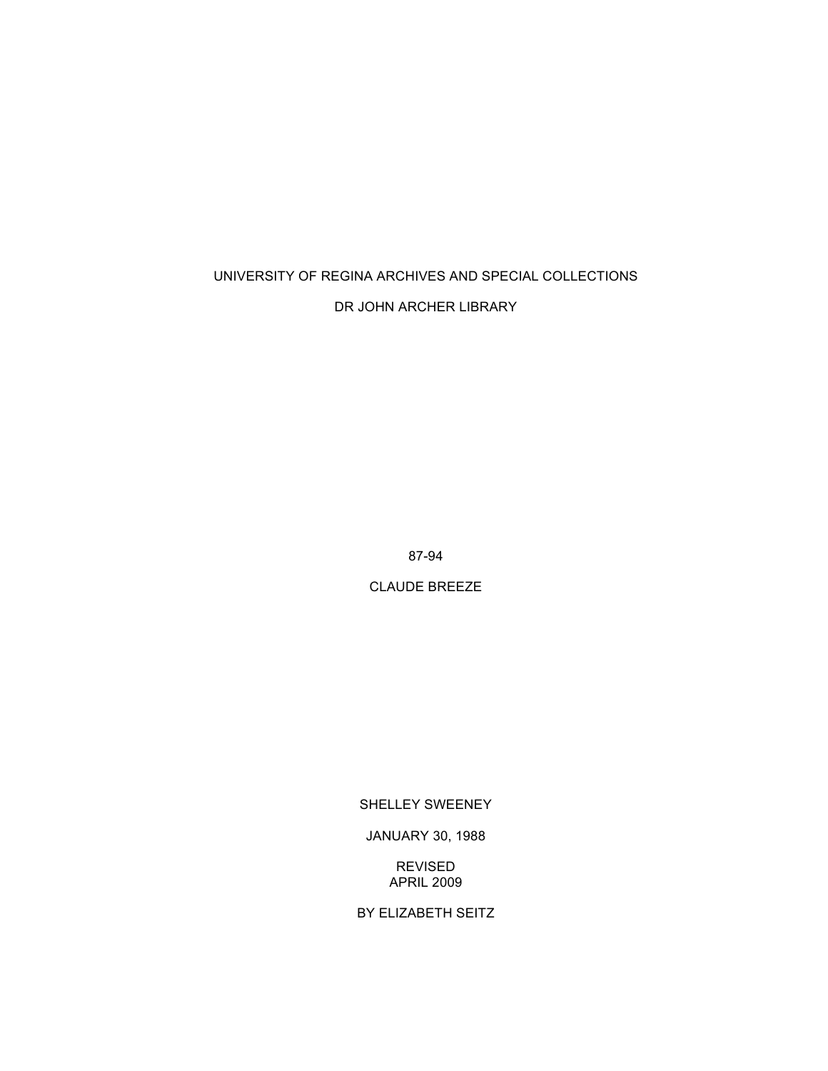UNIVERSITY OF REGINA ARCHIVES AND SPECIAL COLLECTIONS

DR JOHN ARCHER LIBRARY

87-94

CLAUDE BREEZE

SHELLEY SWEENEY

JANUARY 30, 1988

REVISED
APRIL 2009

BY ELIZABETH SEITZ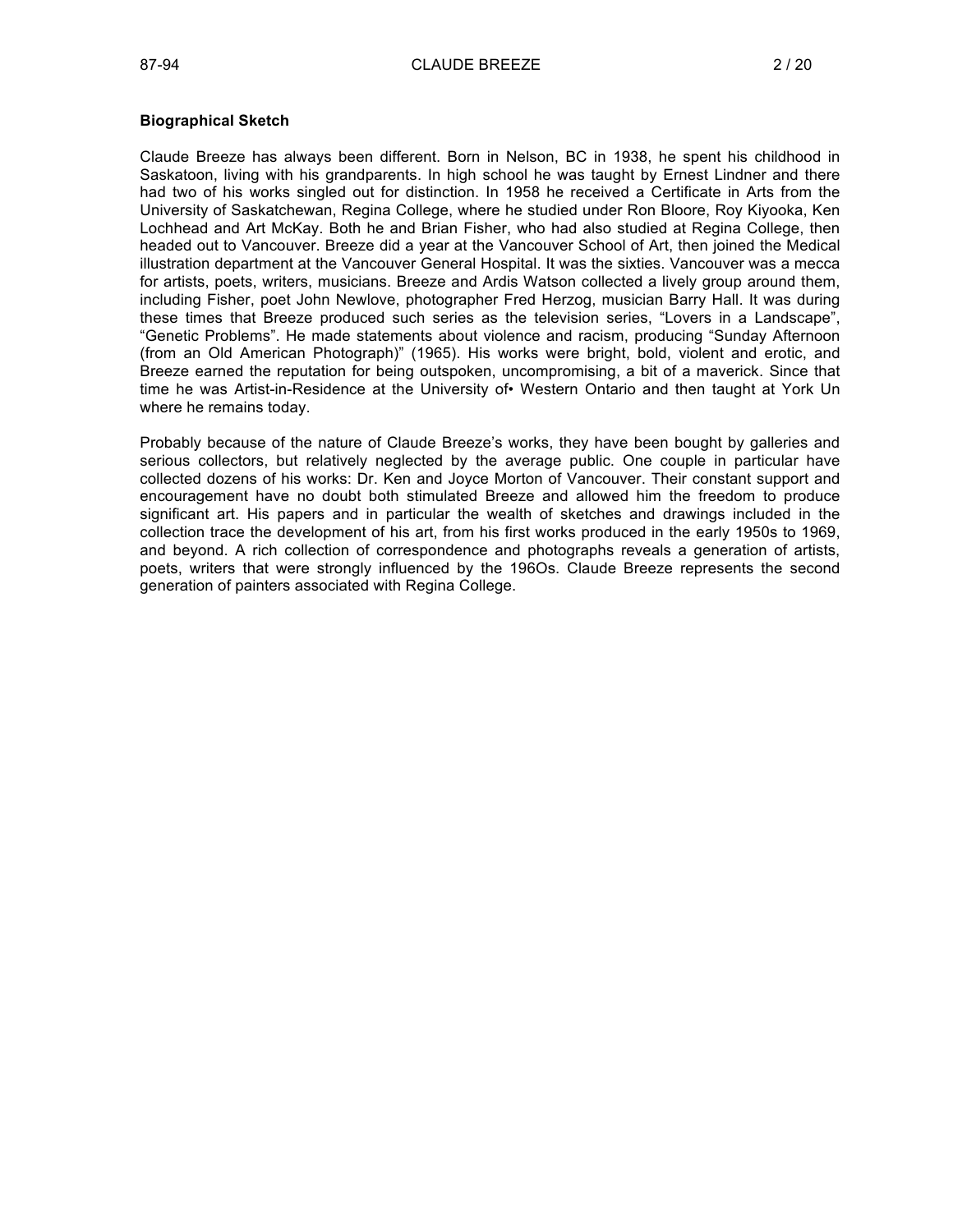**Biographical Sketch**

Claude Breeze has always been different. Born in Nelson, BC in 1938, he spent his childhood in Saskatoon, living with his grandparents. In high school he was taught by Ernest Lindner and there had two of his works singled out for distinction. In 1958 he received a Certificate in Arts from the University of Saskatchewan, Regina College, where he studied under Ron Bloore, Roy Kiyooka, Ken Lochhead and Art McKay. Both he and Brian Fisher, who had also studied at Regina College, then headed out to Vancouver. Breeze did a year at the Vancouver School of Art, then joined the Medical illustration department at the Vancouver General Hospital. It was the sixties. Vancouver was a mecca for artists, poets, writers, musicians. Breeze and Ardis Watson collected a lively group around them, including Fisher, poet John Newlove, photographer Fred Herzog, musician Barry Hall. It was during these times that Breeze produced such series as the television series, "Lovers in a Landscape", "Genetic Problems". He made statements about violence and racism, producing "Sunday Afternoon (from an Old American Photograph)" (1965). His works were bright, bold, violent and erotic, and Breeze earned the reputation for being outspoken, uncompromising, a bit of a maverick. Since that time he was Artist-in-Residence at the University of• Western Ontario and then taught at York Un where he remains today.

Probably because of the nature of Claude Breeze's works, they have been bought by galleries and serious collectors, but relatively neglected by the average public. One couple in particular have collected dozens of his works: Dr. Ken and Joyce Morton of Vancouver. Their constant support and encouragement have no doubt both stimulated Breeze and allowed him the freedom to produce significant art. His papers and in particular the wealth of sketches and drawings included in the collection trace the development of his art, from his first works produced in the early 1950s to 1969, and beyond. A rich collection of correspondence and photographs reveals a generation of artists, poets, writers that were strongly influenced by the 196Os. Claude Breeze represents the second generation of painters associated with Regina College.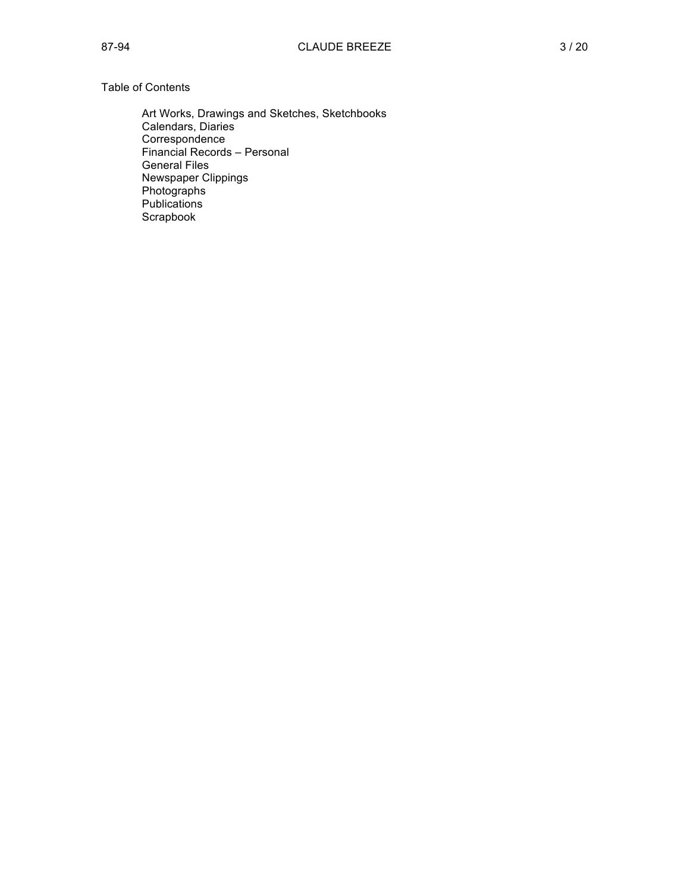Table of Contents

- Art Works, Drawings and Sketches, Sketchbooks
- Calendars, Diaries
- Correspondence
- Financial Records – Personal
- General Files
- Newspaper Clippings
- Photographs
- Publications
- Scrapbook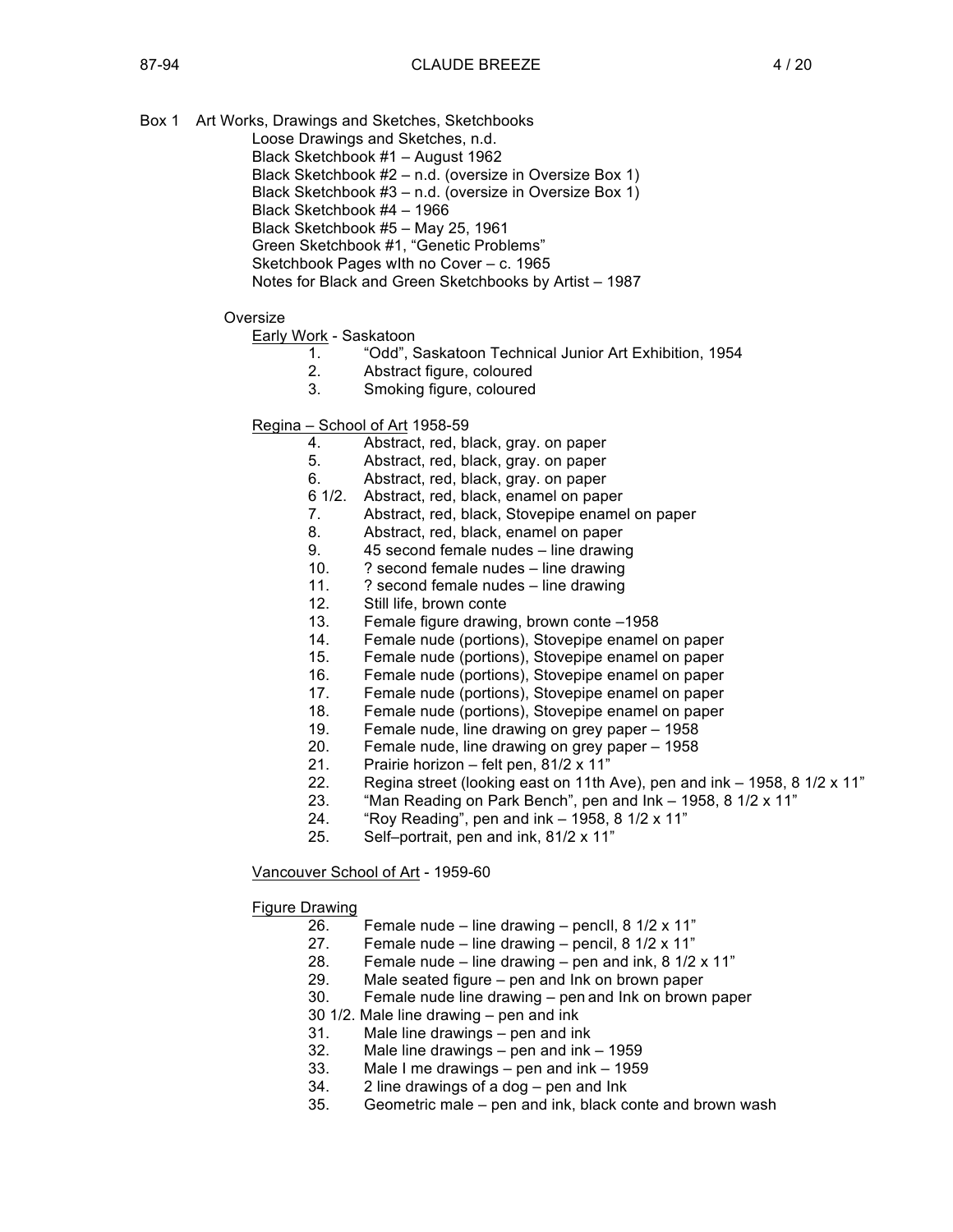Box 1 Art Works, Drawings and Sketches, Sketchbooks

Loose Drawings and Sketches, n.d.
Black Sketchbook #1 – August 1962
Black Sketchbook #2 – n.d. (oversize in Oversize Box 1)
Black Sketchbook #3 – n.d. (oversize in Oversize Box 1)
Black Sketchbook #4 – 1966
Black Sketchbook #5 – May 25, 1961
Green Sketchbook #1, "Genetic Problems"
Sketchbook Pages wIth no Cover – c. 1965
Notes for Black and Green Sketchbooks by Artist – 1987

Oversize

<u>Early Work</u> - Saskatoon

1. "Odd", Saskatoon Technical Junior Art Exhibition, 1954
2. Abstract figure, coloured
3. Smoking figure, coloured

<u>Regina – School of Art</u> 1958-59

4. Abstract, red, black, gray. on paper
5. Abstract, red, black, gray. on paper
6. Abstract, red, black, gray. on paper

6 1/2. Abstract, red, black, enamel on paper

7. Abstract, red, black, Stovepipe enamel on paper
8. Abstract, red, black, enamel on paper
9. 45 second female nudes – line drawing
10. ? second female nudes – line drawing
11. ? second female nudes – line drawing
12. Still life, brown conte
13. Female figure drawing, brown conte –1958
14. Female nude (portions), Stovepipe enamel on paper
15. Female nude (portions), Stovepipe enamel on paper
16. Female nude (portions), Stovepipe enamel on paper
17. Female nude (portions), Stovepipe enamel on paper
18. Female nude (portions), Stovepipe enamel on paper
19. Female nude, line drawing on grey paper – 1958
20. Female nude, line drawing on grey paper – 1958
21. Prairie horizon – felt pen, 81/2 x 11"
22. Regina street (looking east on 11th Ave), pen and ink – 1958, 8 1/2 x 11"
23. "Man Reading on Park Bench", pen and Ink – 1958, 8 1/2 x 11"
24. "Roy Reading", pen and ink – 1958, 8 1/2 x 11"
25. Self–portrait, pen and ink, 81/2 x 11"

<u>Vancouver School of Art</u> - 1959-60

<u>Figure Drawing</u>

26. Female nude – line drawing – pencIl, 8 1/2 x 11"
27. Female nude – line drawing – pencil, 8 1/2 x 11"
28. Female nude – line drawing – pen and ink, 8 1/2 x 11"
29. Male seated figure – pen and Ink on brown paper
30. Female nude line drawing – pen and Ink on brown paper

30 1/2. Male line drawing – pen and ink

31. Male line drawings – pen and ink
32. Male line drawings – pen and ink – 1959
33. Male I me drawings – pen and ink – 1959
34. 2 line drawings of a dog – pen and Ink
35. Geometric male – pen and ink, black conte and brown wash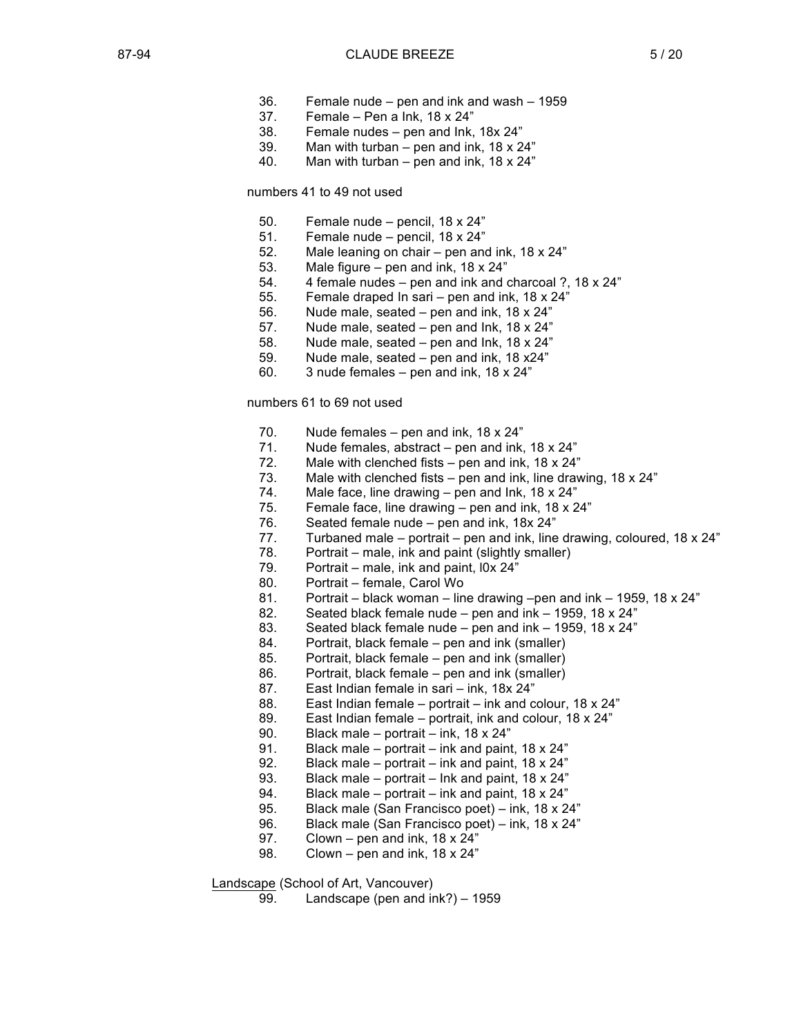36. Female nude – pen and ink and wash – 1959
37. Female – Pen a Ink, 18 x 24"
38. Female nudes – pen and Ink, 18x 24"
39. Man with turban – pen and ink, 18 x 24"
40. Man with turban – pen and ink, 18 x 24"

numbers 41 to 49 not used

50. Female nude – pencil, 18 x 24"
51. Female nude – pencil, 18 x 24"
52. Male leaning on chair – pen and ink, 18 x 24"
53. Male figure – pen and ink, 18 x 24"
54. 4 female nudes – pen and ink and charcoal ?, 18 x 24"
55. Female draped In sari – pen and ink, 18 x 24"
56. Nude male, seated – pen and ink, 18 x 24"
57. Nude male, seated – pen and Ink, 18 x 24"
58. Nude male, seated – pen and Ink, 18 x 24"
59. Nude male, seated – pen and ink, 18 x24"
60. 3 nude females – pen and ink, 18 x 24"

numbers 61 to 69 not used

70. Nude females – pen and ink, 18 x 24"
71. Nude females, abstract – pen and ink, 18 x 24"
72. Male with clenched fists – pen and ink, 18 x 24"
73. Male with clenched fists – pen and ink, line drawing, 18 x 24"
74. Male face, line drawing – pen and Ink, 18 x 24"
75. Female face, line drawing – pen and ink, 18 x 24"
76. Seated female nude – pen and ink, 18x 24"
77. Turbaned male – portrait – pen and ink, line drawing, coloured, 18 x 24"
78. Portrait – male, ink and paint (slightly smaller)
79. Portrait – male, ink and paint, l0x 24"
80. Portrait – female, Carol Wo
81. Portrait – black woman – line drawing –pen and ink – 1959, 18 x 24"
82. Seated black female nude – pen and ink – 1959, 18 x 24"
83. Seated black female nude – pen and ink – 1959, 18 x 24"
84. Portrait, black female – pen and ink (smaller)
85. Portrait, black female – pen and ink (smaller)
86. Portrait, black female – pen and ink (smaller)
87. East Indian female in sari – ink, 18x 24"
88. East Indian female – portrait – ink and colour, 18 x 24"
89. East Indian female – portrait, ink and colour, 18 x 24"
90. Black male – portrait – ink, 18 x 24"
91. Black male – portrait – ink and paint, 18 x 24"
92. Black male – portrait – ink and paint, 18 x 24"
93. Black male – portrait – Ink and paint, 18 x 24"
94. Black male – portrait – ink and paint, 18 x 24"
95. Black male (San Francisco poet) – ink, 18 x 24"
96. Black male (San Francisco poet) – ink, 18 x 24"
97. Clown – pen and ink, 18 x 24"
98. Clown – pen and ink, 18 x 24"

<u>Landscape</u> (School of Art, Vancouver)

99. Landscape (pen and ink?) – 1959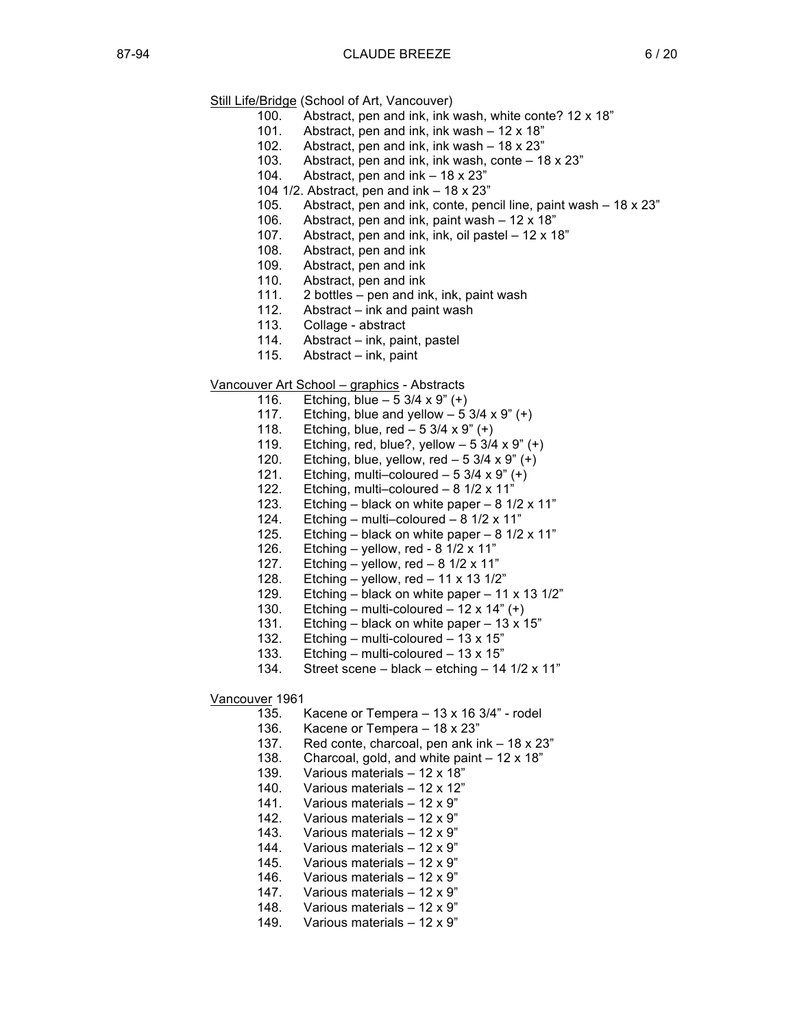<u>Still Life/Bridge</u> (School of Art, Vancouver)

100. Abstract, pen and ink, ink wash, white conte? 12 x 18"
101. Abstract, pen and ink, ink wash – 12 x 18"
102. Abstract, pen and ink, ink wash – 18 x 23"
103. Abstract, pen and ink, ink wash, conte – 18 x 23"
104. Abstract, pen and ink – 18 x 23"

104 1/2. Abstract, pen and ink – 18 x 23"

105. Abstract, pen and ink, conte, pencil line, paint wash – 18 x 23"
106. Abstract, pen and ink, paint wash – 12 x 18"
107. Abstract, pen and ink, ink, oil pastel – 12 x 18"
108. Abstract, pen and ink
109. Abstract, pen and ink
110. Abstract, pen and ink
111. 2 bottles – pen and ink, ink, paint wash
112. Abstract – ink and paint wash
113. Collage - abstract
114. Abstract – ink, paint, pastel
115. Abstract – ink, paint

<u>Vancouver Art School – graphics</u> - Abstracts

116. Etching, blue – 5 3/4 x 9" (+)
117. Etching, blue and yellow – 5 3/4 x 9" (+)
118. Etching, blue, red – 5 3/4 x 9" (+)
119. Etching, red, blue?, yellow – 5 3/4 x 9" (+)
120. Etching, blue, yellow, red – 5 3/4 x 9" (+)
121. Etching, multi–coloured – 5 3/4 x 9" (+)
122. Etching, multi–coloured – 8 1/2 x 11"
123. Etching – black on white paper – 8 1/2 x 11"
124. Etching – multi–coloured – 8 1/2 x 11"
125. Etching – black on white paper – 8 1/2 x 11"
126. Etching – yellow, red - 8 1/2 x 11"
127. Etching – yellow, red – 8 1/2 x 11"
128. Etching – yellow, red – 11 x 13 1/2"
129. Etching – black on white paper – 11 x 13 1/2"
130. Etching – multi-coloured – 12 x 14" (+)
131. Etching – black on white paper – 13 x 15"
132. Etching – multi-coloured – 13 x 15"
133. Etching – multi-coloured – 13 x 15"
134. Street scene – black – etching – 14 1/2 x 11"

<u>Vancouver</u> 1961

135. Kacene or Tempera – 13 x 16 3/4" - rodel
136. Kacene or Tempera – 18 x 23"
137. Red conte, charcoal, pen ank ink – 18 x 23"
138. Charcoal, gold, and white paint – 12 x 18"
139. Various materials – 12 x 18"
140. Various materials – 12 x 12"
141. Various materials – 12 x 9"
142. Various materials – 12 x 9"
143. Various materials – 12 x 9"
144. Various materials – 12 x 9"
145. Various materials – 12 x 9"
146. Various materials – 12 x 9"
147. Various materials – 12 x 9"
148. Various materials – 12 x 9"
149. Various materials – 12 x 9"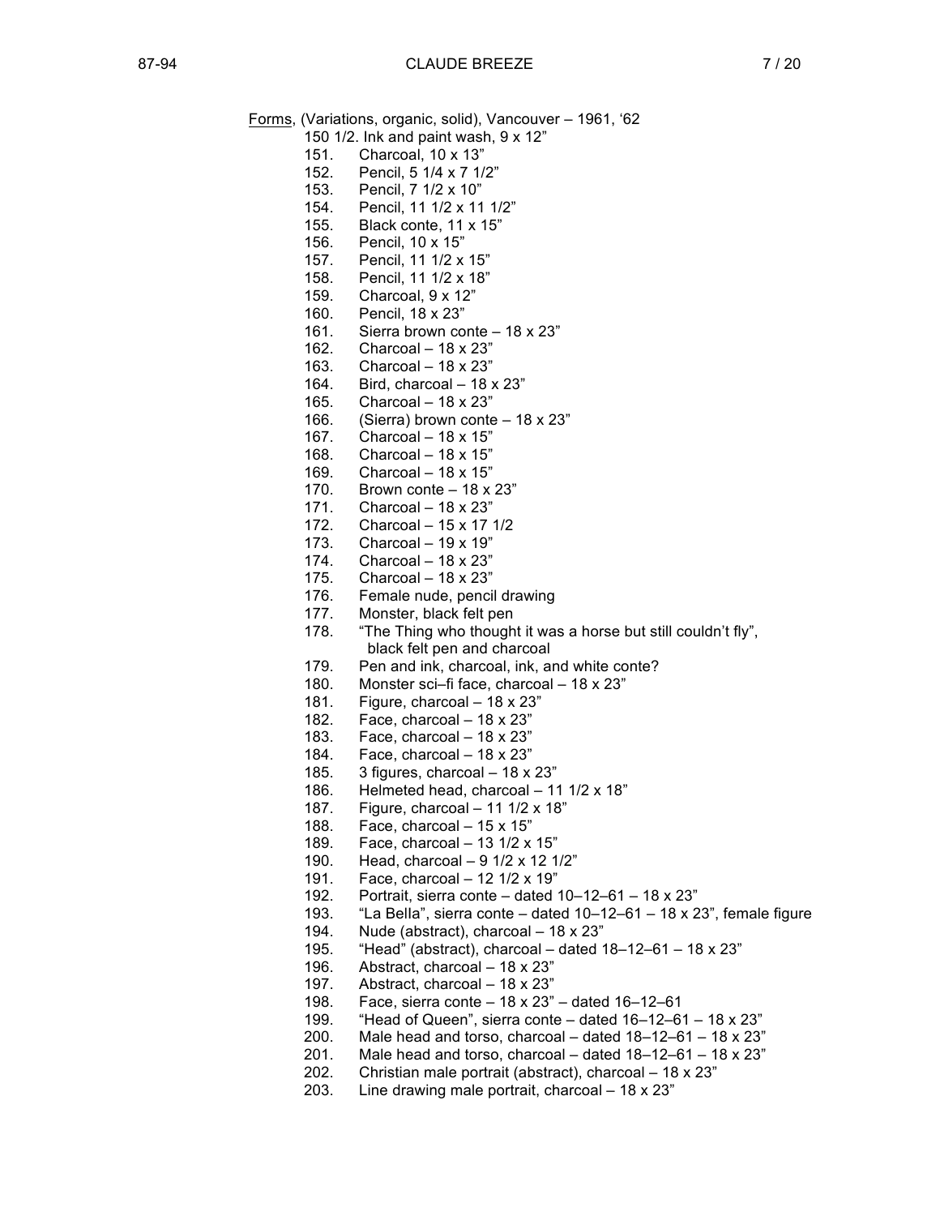<u>Forms</u>, (Variations, organic, solid), Vancouver – 1961, '62

150 1/2. Ink and paint wash, 9 x 12"
151. Charcoal, 10 x 13"
152. Pencil, 5 1/4 x 7 1/2"
153. Pencil, 7 1/2 x 10"
154. Pencil, 11 1/2 x 11 1/2"
155. Black conte, 11 x 15"
156. Pencil, 10 x 15"
157. Pencil, 11 1/2 x 15"
158. Pencil, 11 1/2 x 18"
159. Charcoal, 9 x 12"
160. Pencil, 18 x 23"
161. Sierra brown conte – 18 x 23"
162. Charcoal – 18 x 23"
163. Charcoal – 18 x 23"
164. Bird, charcoal – 18 x 23"
165. Charcoal – 18 x 23"
166. (Sierra) brown conte – 18 x 23"
167. Charcoal – 18 x 15"
168. Charcoal – 18 x 15"
169. Charcoal – 18 x 15"
170. Brown conte – 18 x 23"
171. Charcoal – 18 x 23"
172. Charcoal – 15 x 17 1/2
173. Charcoal – 19 x 19"
174. Charcoal – 18 x 23"
175. Charcoal – 18 x 23"
176. Female nude, pencil drawing
177. Monster, black felt pen
178. "The Thing who thought it was a horse but still couldn't fly", black felt pen and charcoal
179. Pen and ink, charcoal, ink, and white conte?
180. Monster sci–fi face, charcoal – 18 x 23"
181. Figure, charcoal – 18 x 23"
182. Face, charcoal – 18 x 23"
183. Face, charcoal – 18 x 23"
184. Face, charcoal – 18 x 23"
185. 3 figures, charcoal – 18 x 23"
186. Helmeted head, charcoal – 11 1/2 x 18"
187. Figure, charcoal – 11 1/2 x 18"
188. Face, charcoal – 15 x 15"
189. Face, charcoal – 13 1/2 x 15"
190. Head, charcoal – 9 1/2 x 12 1/2"
191. Face, charcoal – 12 1/2 x 19"
192. Portrait, sierra conte – dated 10–12–61 – 18 x 23"
193. "La Bella", sierra conte – dated 10–12–61 – 18 x 23", female figure
194. Nude (abstract), charcoal – 18 x 23"
195. "Head" (abstract), charcoal – dated 18–12–61 – 18 x 23"
196. Abstract, charcoal – 18 x 23"
197. Abstract, charcoal – 18 x 23"
198. Face, sierra conte – 18 x 23" – dated 16–12–61
199. "Head of Queen", sierra conte – dated 16–12–61 – 18 x 23"
200. Male head and torso, charcoal – dated 18–12–61 – 18 x 23"
201. Male head and torso, charcoal – dated 18–12–61 – 18 x 23"
202. Christian male portrait (abstract), charcoal – 18 x 23"
203. Line drawing male portrait, charcoal – 18 x 23"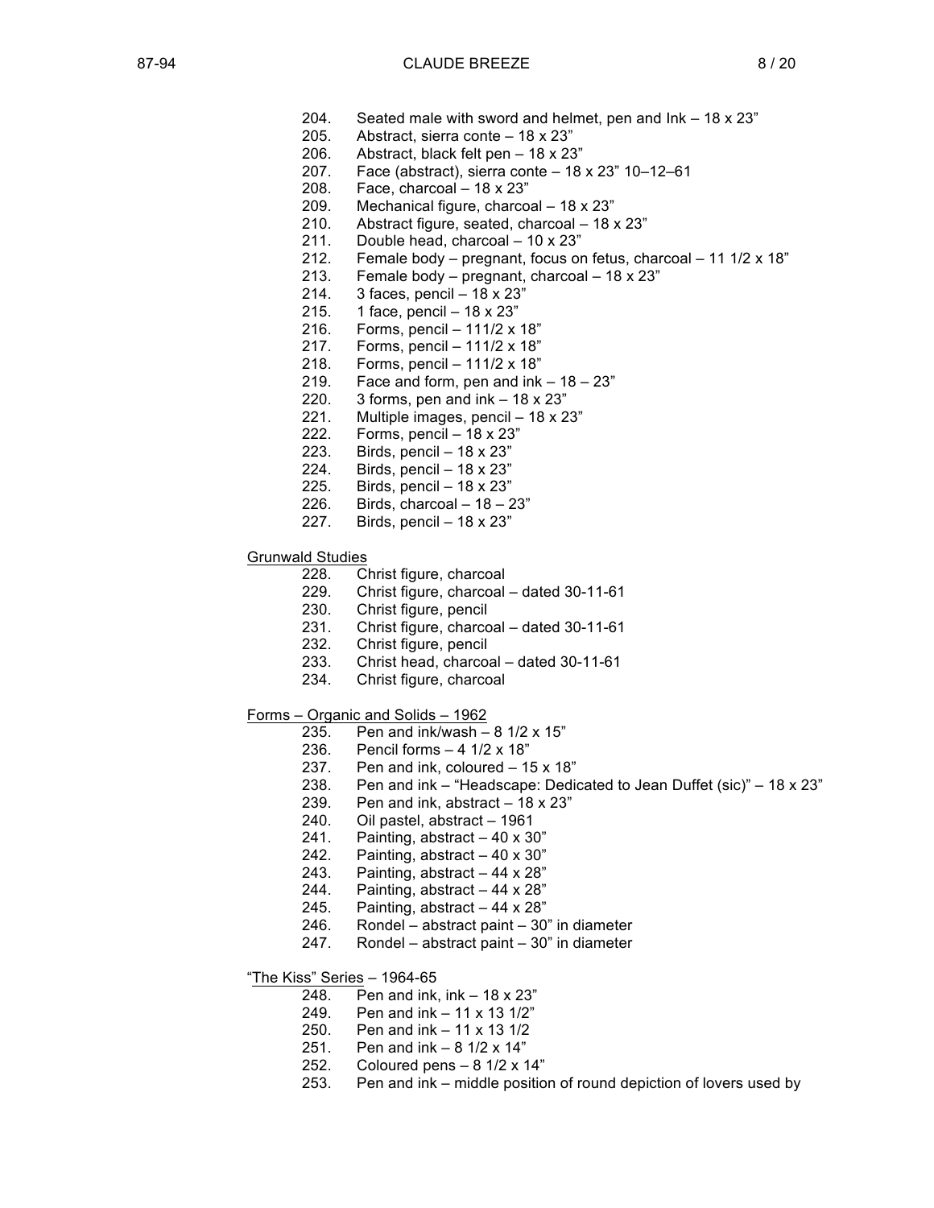204. Seated male with sword and helmet, pen and Ink – 18 x 23”
205. Abstract, sierra conte – 18 x 23”
206. Abstract, black felt pen – 18 x 23”
207. Face (abstract), sierra conte – 18 x 23” 10–12–61
208. Face, charcoal – 18 x 23”
209. Mechanical figure, charcoal – 18 x 23”
210. Abstract figure, seated, charcoal – 18 x 23”
211. Double head, charcoal – 10 x 23”
212. Female body – pregnant, focus on fetus, charcoal – 11 1/2 x 18”
213. Female body – pregnant, charcoal – 18 x 23”
214. 3 faces, pencil – 18 x 23”
215. 1 face, pencil – 18 x 23”
216. Forms, pencil – 111/2 x 18”
217. Forms, pencil – 111/2 x 18”
218. Forms, pencil – 111/2 x 18”
219. Face and form, pen and ink – 18 – 23”
220. 3 forms, pen and ink – 18 x 23”
221. Multiple images, pencil – 18 x 23”
222. Forms, pencil – 18 x 23”
223. Birds, pencil – 18 x 23”
224. Birds, pencil – 18 x 23”
225. Birds, pencil – 18 x 23”
226. Birds, charcoal – 18 – 23”
227. Birds, pencil – 18 x 23”

<u>Grunwald Studies</u>

228. Christ figure, charcoal
229. Christ figure, charcoal – dated 30-11-61
230. Christ figure, pencil
231. Christ figure, charcoal – dated 30-11-61
232. Christ figure, pencil
233. Christ head, charcoal – dated 30-11-61
234. Christ figure, charcoal

<u>Forms – Organic and Solids – 1962</u>

235. Pen and ink/wash – 8 1/2 x 15”
236. Pencil forms – 4 1/2 x 18”
237. Pen and ink, coloured – 15 x 18”
238. Pen and ink – “Headscape: Dedicated to Jean Duffet (sic)” – 18 x 23”
239. Pen and ink, abstract – 18 x 23”
240. Oil pastel, abstract – 1961
241. Painting, abstract – 40 x 30”
242. Painting, abstract – 40 x 30”
243. Painting, abstract – 44 x 28”
244. Painting, abstract – 44 x 28”
245. Painting, abstract – 44 x 28”
246. Rondel – abstract paint – 30” in diameter
247. Rondel – abstract paint – 30” in diameter

“<u>The Kiss” Series</u> – 1964-65

248. Pen and ink, ink – 18 x 23”
249. Pen and ink – 11 x 13 1/2”
250. Pen and ink – 11 x 13 1/2
251. Pen and ink – 8 1/2 x 14”
252. Coloured pens – 8 1/2 x 14”
253. Pen and ink – middle position of round depiction of lovers used by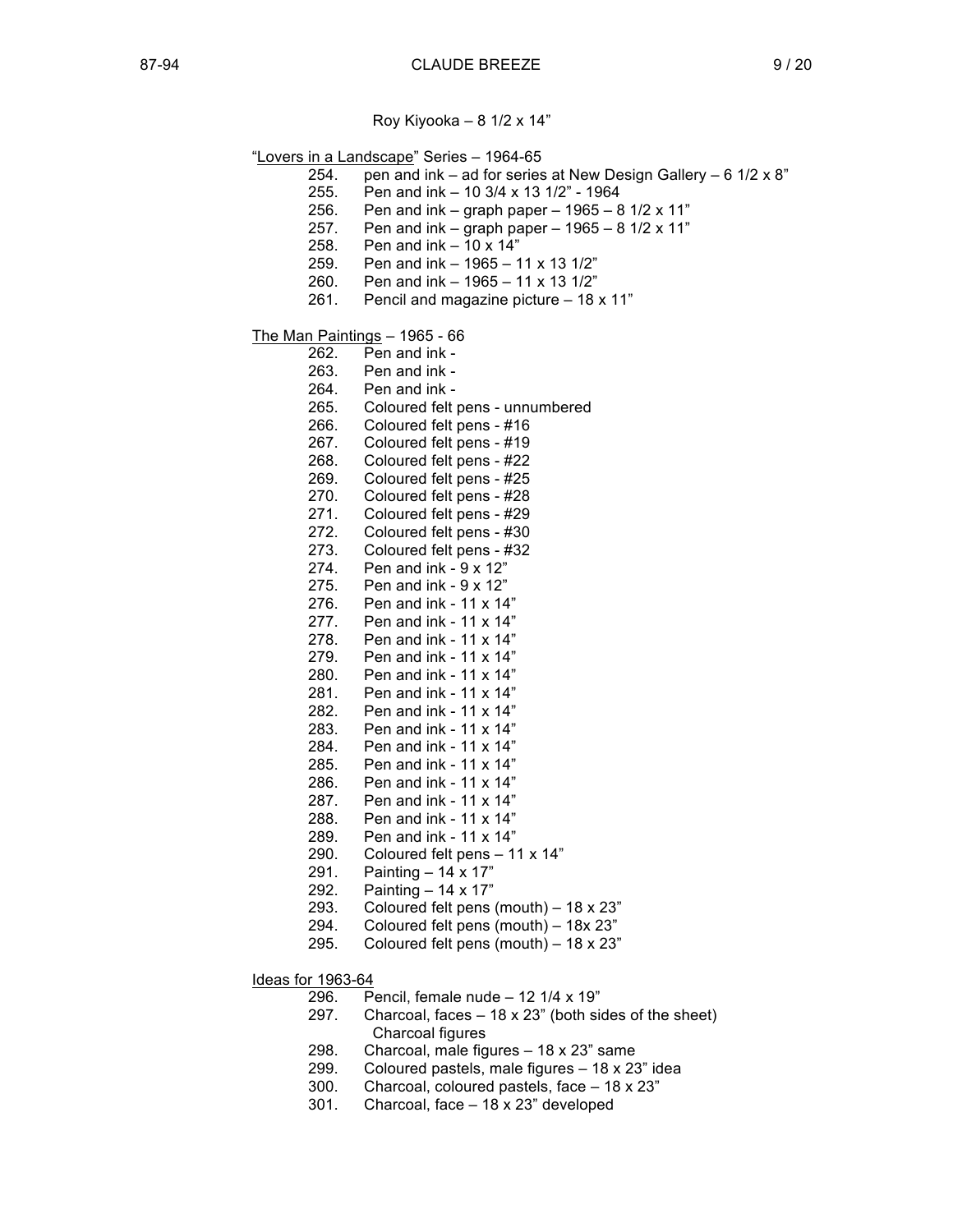Roy Kiyooka – 8 1/2 x 14”

<u>“Lovers in a Landscape</u>” Series – 1964-65

254. pen and ink – ad for series at New Design Gallery – 6 1/2 x 8”
255. Pen and ink – 10 3/4 x 13 1/2” - 1964
256. Pen and ink – graph paper – 1965 – 8 1/2 x 11”
257. Pen and ink – graph paper – 1965 – 8 1/2 x 11”
258. Pen and ink – 10 x 14”
259. Pen and ink – 1965 – 11 x 13 1/2”
260. Pen and ink – 1965 – 11 x 13 1/2”
261. Pencil and magazine picture – 18 x 11”

<u>The Man Paintings</u> – 1965 - 66

262. Pen and ink -
263. Pen and ink -
264. Pen and ink -
265. Coloured felt pens - unnumbered
266. Coloured felt pens - #16
267. Coloured felt pens - #19
268. Coloured felt pens - #22
269. Coloured felt pens - #25
270. Coloured felt pens - #28
271. Coloured felt pens - #29
272. Coloured felt pens - #30
273. Coloured felt pens - #32
274. Pen and ink - 9 x 12”
275. Pen and ink - 9 x 12”
276. Pen and ink - 11 x 14”
277. Pen and ink - 11 x 14”
278. Pen and ink - 11 x 14”
279. Pen and ink - 11 x 14”
280. Pen and ink - 11 x 14”
281. Pen and ink - 11 x 14”
282. Pen and ink - 11 x 14”
283. Pen and ink - 11 x 14”
284. Pen and ink - 11 x 14”
285. Pen and ink - 11 x 14”
286. Pen and ink - 11 x 14”
287. Pen and ink - 11 x 14”
288. Pen and ink - 11 x 14”
289. Pen and ink - 11 x 14”
290. Coloured felt pens – 11 x 14”
291. Painting – 14 x 17”
292. Painting – 14 x 17”
293. Coloured felt pens (mouth) – 18 x 23”
294. Coloured felt pens (mouth) – 18x 23”
295. Coloured felt pens (mouth) – 18 x 23”

<u>Ideas for 1963-64</u>

296. Pencil, female nude – 12 1/4 x 19”
297. Charcoal, faces – 18 x 23” (both sides of the sheet)
 Charcoal figures
298. Charcoal, male figures – 18 x 23” same
299. Coloured pastels, male figures – 18 x 23” idea
300. Charcoal, coloured pastels, face – 18 x 23”
301. Charcoal, face – 18 x 23” developed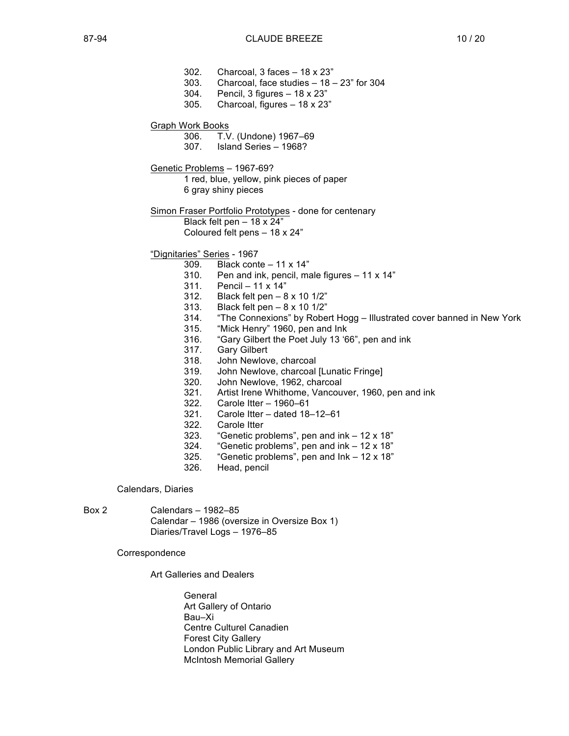302. Charcoal, 3 faces – 18 x 23”
303. Charcoal, face studies – 18 – 23” for 304
304. Pencil, 3 figures – 18 x 23”
305. Charcoal, figures – 18 x 23”

<u>Graph Work Books</u>

306. T.V. (Undone) 1967–69
307. Island Series – 1968?

<u>Genetic Problems</u> – 1967-69?

1 red, blue, yellow, pink pieces of paper
6 gray shiny pieces

<u>Simon Fraser Portfolio Prototypes</u> - done for centenary

Black felt pen – 18 x 24”
Coloured felt pens – 18 x 24”

<u>“Dignitaries” Series</u> - 1967

309. Black conte – 11 x 14”
310. Pen and ink, pencil, male figures – 11 x 14”
311. Pencil – 11 x 14”
312. Black felt pen – 8 x 10 1/2”
313. Black felt pen – 8 x 10 1/2”
314. “The Connexions” by Robert Hogg – Illustrated cover banned in New York
315. “Mick Henry” 1960, pen and Ink
316. “Gary Gilbert the Poet July 13 ‘66”, pen and ink
317. Gary Gilbert
318. John Newlove, charcoal
319. John Newlove, charcoal [Lunatic Fringe]
320. John Newlove, 1962, charcoal
321. Artist Irene Whithome, Vancouver, 1960, pen and ink
322. Carole Itter – 1960–61
321. Carole Itter – dated 18–12–61
322. Carole Itter
323. “Genetic problems”, pen and ink – 12 x 18”
324. “Genetic problems”, pen and ink – 12 x 18”
325. “Genetic problems”, pen and Ink – 12 x 18”
326. Head, pencil

Calendars, Diaries

Box 2 Calendars – 1982–85
Calendar – 1986 (oversize in Oversize Box 1)
Diaries/Travel Logs – 1976–85

Correspondence

Art Galleries and Dealers

General
Art Gallery of Ontario
Bau–Xi
Centre Culturel Canadien
Forest City Gallery
London Public Library and Art Museum
McIntosh Memorial Gallery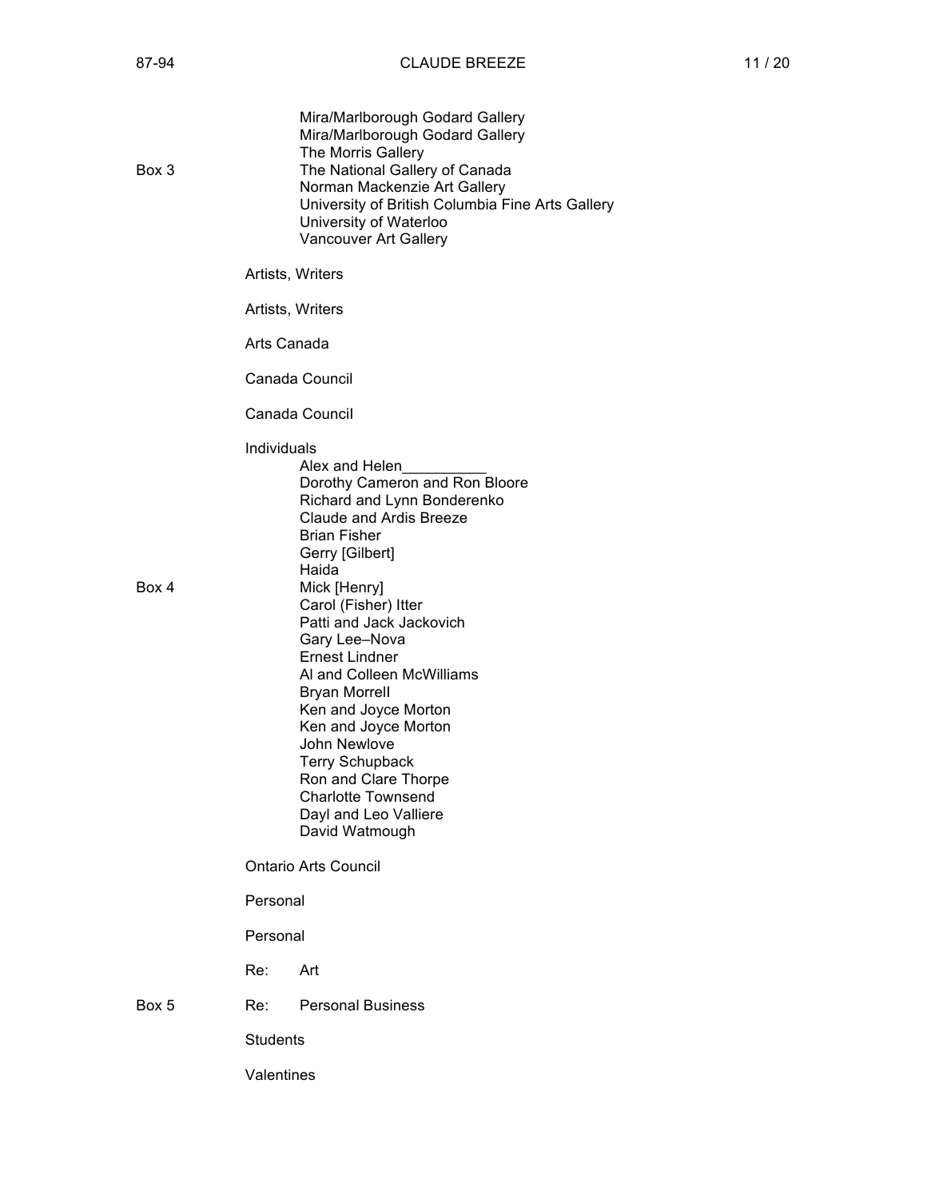Mira/Marlborough Godard Gallery
Mira/Marlborough Godard Gallery
The Morris Gallery

Box 3

The National Gallery of Canada
Norman Mackenzie Art Gallery
University of British Columbia Fine Arts Gallery
University of Waterloo
Vancouver Art Gallery

Artists, Writers

Artists, Writers

Arts Canada

Canada Council

Canada Council

Individuals

- Alex and Helen__________
- Dorothy Cameron and Ron Bloore
- Richard and Lynn Bonderenko
- Claude and Ardis Breeze
- Brian Fisher
- Gerry [Gilbert]
- Haida

Box 4

- Mick [Henry]
- Carol (Fisher) Itter
- Patti and Jack Jackovich
- Gary Lee–Nova
- Ernest Lindner
- Al and Colleen McWilliams
- Bryan Morrell
- Ken and Joyce Morton
- Ken and Joyce Morton
- John Newlove
- Terry Schupback
- Ron and Clare Thorpe
- Charlotte Townsend
- Dayl and Leo Valliere
- David Watmough

Ontario Arts Council

Personal

Personal

Re: Art

Box 5

Re: Personal Business

Students

Valentines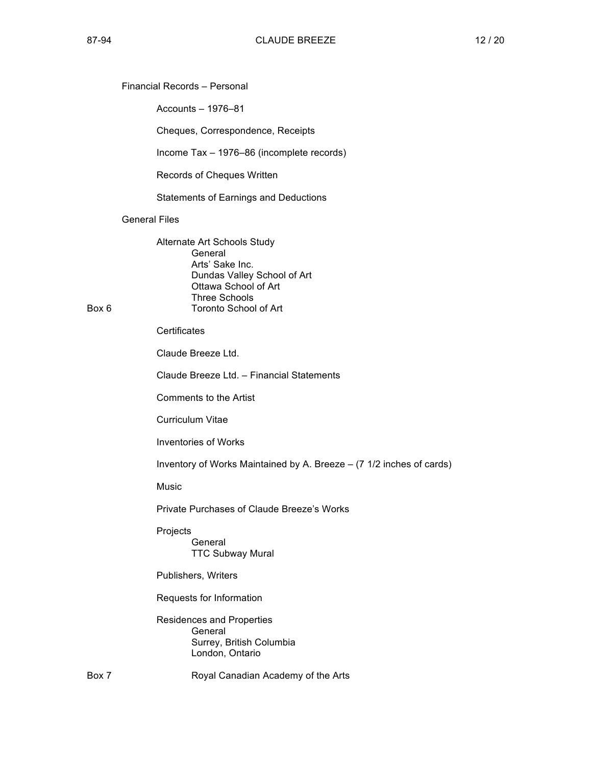Financial Records – Personal

- Accounts – 1976–81
- Cheques, Correspondence, Receipts
- Income Tax – 1976–86 (incomplete records)
- Records of Cheques Written
- Statements of Earnings and Deductions

General Files

- Alternate Art Schools Study
  - General
  - Arts' Sake Inc.
  - Dundas Valley School of Art
  - Ottawa School of Art
  - Three Schools

Box 6

  - Toronto School of Art
- Certificates
- Claude Breeze Ltd.
- Claude Breeze Ltd. – Financial Statements
- Comments to the Artist
- Curriculum Vitae
- Inventories of Works
- Inventory of Works Maintained by A. Breeze – (7 1/2 inches of cards)
- Music
- Private Purchases of Claude Breeze's Works
- Projects
  - General
  - TTC Subway Mural
- Publishers, Writers
- Requests for Information
- Residences and Properties
  - General
  - Surrey, British Columbia
  - London, Ontario

Box 7

  - Royal Canadian Academy of the Arts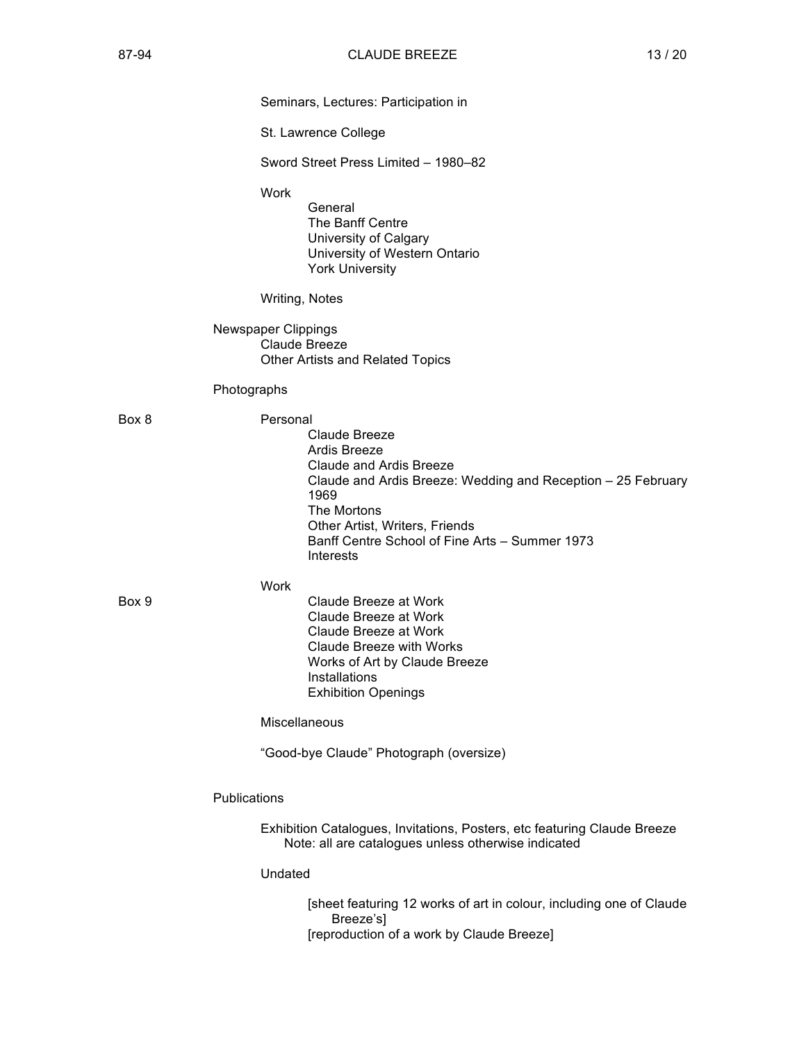Seminars, Lectures: Participation in

St. Lawrence College

Sword Street Press Limited – 1980–82

Work
- General
- The Banff Centre
- University of Calgary
- University of Western Ontario
- York University

Writing, Notes

Newspaper Clippings
- Claude Breeze
- Other Artists and Related Topics

Photographs

Box 8

Personal
- Claude Breeze
- Ardis Breeze
- Claude and Ardis Breeze
- Claude and Ardis Breeze: Wedding and Reception – 25 February 1969
- The Mortons
- Other Artist, Writers, Friends
- Banff Centre School of Fine Arts – Summer 1973
- Interests

Work

Box 9
- Claude Breeze at Work
- Claude Breeze at Work
- Claude Breeze at Work
- Claude Breeze with Works
- Works of Art by Claude Breeze
- Installations
- Exhibition Openings

Miscellaneous

"Good-bye Claude" Photograph (oversize)

Publications

Exhibition Catalogues, Invitations, Posters, etc featuring Claude Breeze
Note: all are catalogues unless otherwise indicated

Undated
- [sheet featuring 12 works of art in colour, including one of Claude Breeze's]
- [reproduction of a work by Claude Breeze]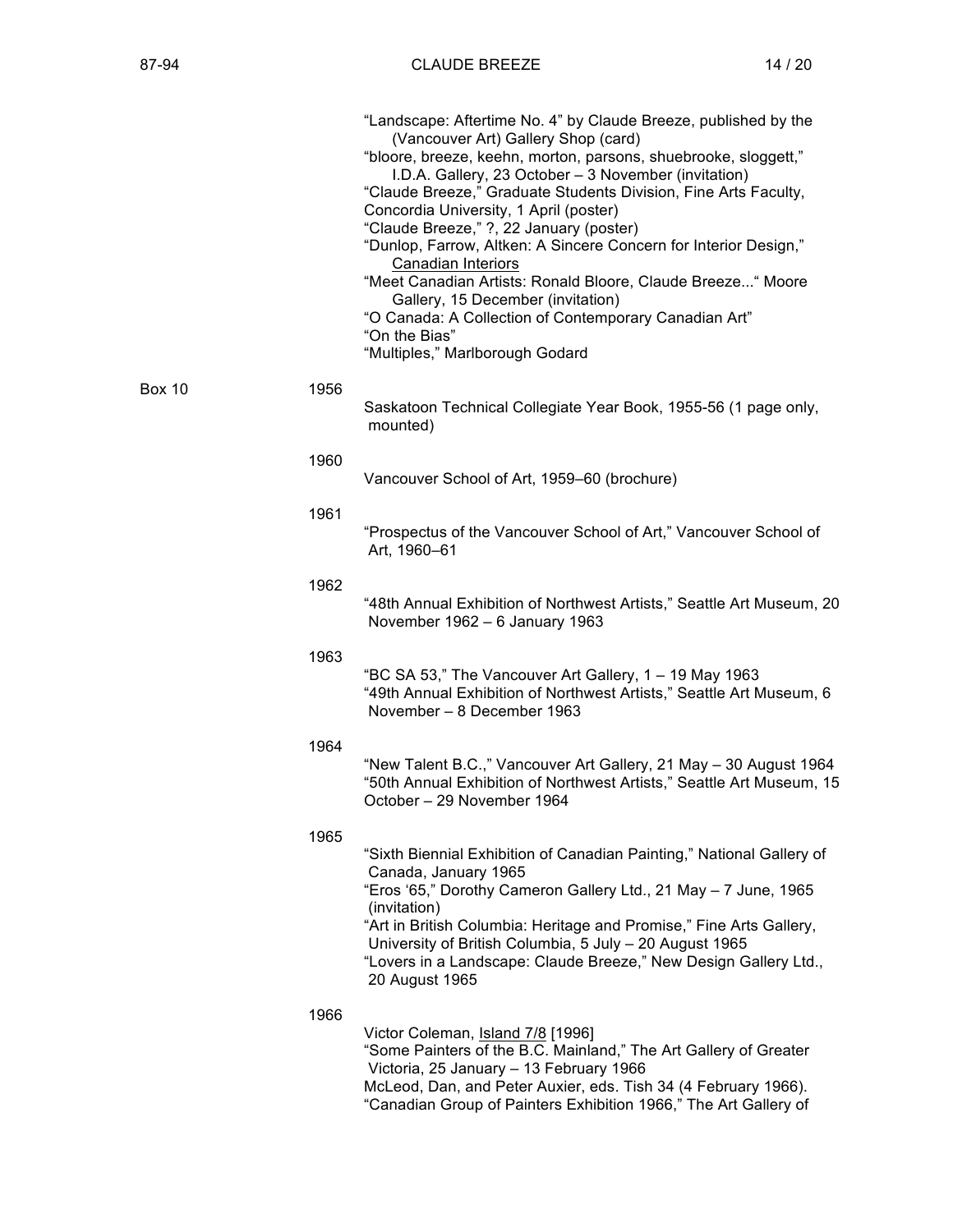"Landscape: Aftertime No. 4" by Claude Breeze, published by the (Vancouver Art) Gallery Shop (card)
"bloore, breeze, keehn, morton, parsons, shuebrooke, sloggett," I.D.A. Gallery, 23 October – 3 November (invitation)
"Claude Breeze," Graduate Students Division, Fine Arts Faculty, Concordia University, 1 April (poster)
"Claude Breeze," ?, 22 January (poster)
"Dunlop, Farrow, Altken: A Sincere Concern for Interior Design," Canadian Interiors
"Meet Canadian Artists: Ronald Bloore, Claude Breeze..." Moore Gallery, 15 December (invitation)
"O Canada: A Collection of Contemporary Canadian Art"
"On the Bias"
"Multiples," Marlborough Godard

Box 10

**1956**

Saskatoon Technical Collegiate Year Book, 1955-56 (1 page only, mounted)

**1960**

Vancouver School of Art, 1959–60 (brochure)

**1961**

"Prospectus of the Vancouver School of Art," Vancouver School of Art, 1960–61

**1962**

"48th Annual Exhibition of Northwest Artists," Seattle Art Museum, 20 November 1962 – 6 January 1963

**1963**

"BC SA 53," The Vancouver Art Gallery, 1 – 19 May 1963
"49th Annual Exhibition of Northwest Artists," Seattle Art Museum, 6 November – 8 December 1963

**1964**

"New Talent B.C.," Vancouver Art Gallery, 21 May – 30 August 1964
"50th Annual Exhibition of Northwest Artists," Seattle Art Museum, 15 October – 29 November 1964

**1965**

"Sixth Biennial Exhibition of Canadian Painting," National Gallery of Canada, January 1965
"Eros '65," Dorothy Cameron Gallery Ltd., 21 May – 7 June, 1965 (invitation)
"Art in British Columbia: Heritage and Promise," Fine Arts Gallery, University of British Columbia, 5 July – 20 August 1965
"Lovers in a Landscape: Claude Breeze," New Design Gallery Ltd., 20 August 1965

**1966**

Victor Coleman, Island 7/8 [1996]
"Some Painters of the B.C. Mainland," The Art Gallery of Greater Victoria, 25 January – 13 February 1966
McLeod, Dan, and Peter Auxier, eds. Tish 34 (4 February 1966).
"Canadian Group of Painters Exhibition 1966," The Art Gallery of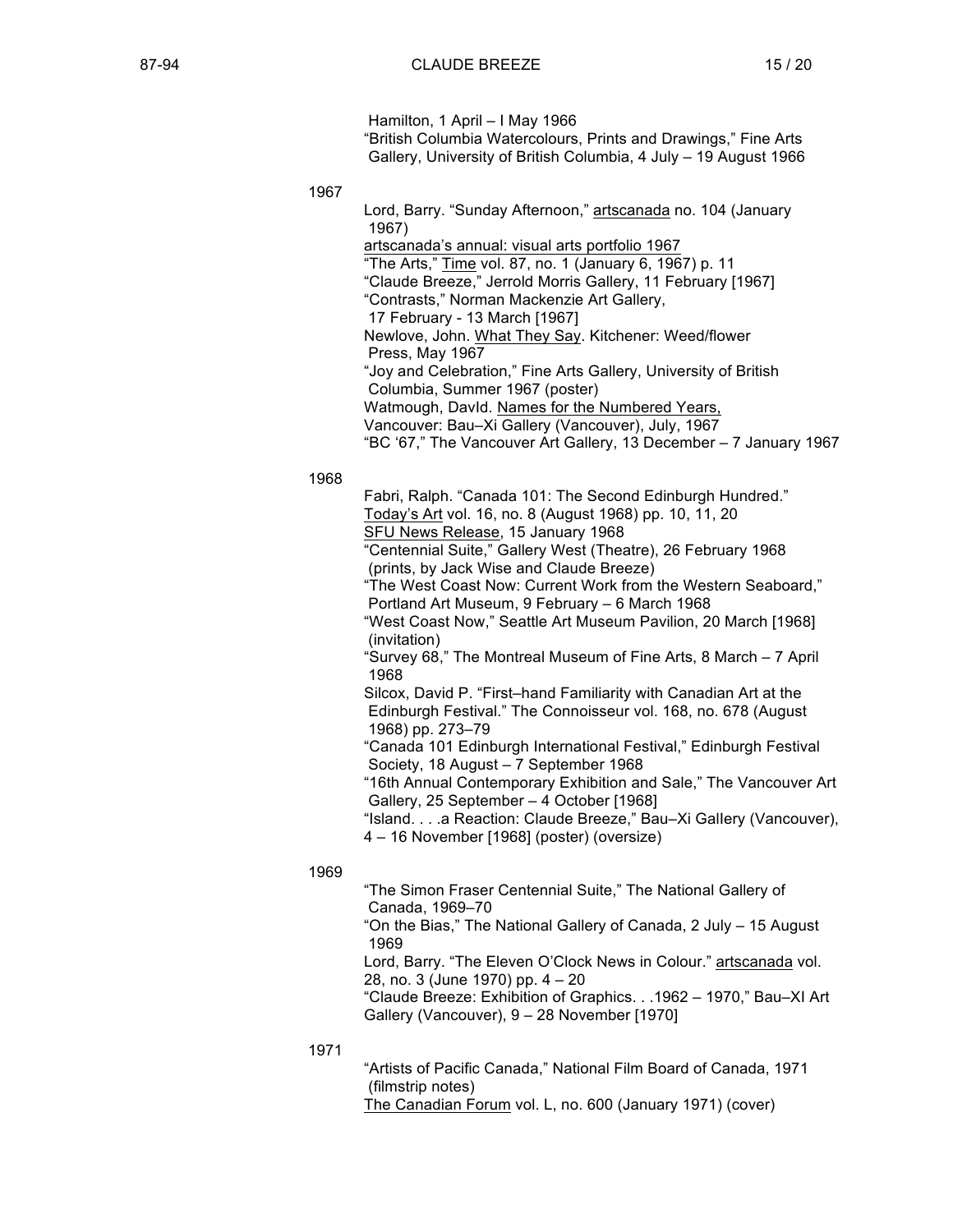Hamilton, 1 April – I May 1966
"British Columbia Watercolours, Prints and Drawings," Fine Arts Gallery, University of British Columbia, 4 July – 19 August 1966

1967

Lord, Barry. "Sunday Afternoon," artscanada no. 104 (January 1967)
artscanada's annual: visual arts portfolio 1967
"The Arts," Time vol. 87, no. 1 (January 6, 1967) p. 11
"Claude Breeze," Jerrold Morris Gallery, 11 February [1967]
"Contrasts," Norman Mackenzie Art Gallery, 17 February - 13 March [1967]
Newlove, John. What They Say. Kitchener: Weed/flower Press, May 1967
"Joy and Celebration," Fine Arts Gallery, University of British Columbia, Summer 1967 (poster)
Watmough, DavId. Names for the Numbered Years, Vancouver: Bau–Xi Gallery (Vancouver), July, 1967
"BC '67," The Vancouver Art Gallery, 13 December – 7 January 1967

1968

Fabri, Ralph. "Canada 101: The Second Edinburgh Hundred." Today's Art vol. 16, no. 8 (August 1968) pp. 10, 11, 20
SFU News Release, 15 January 1968
"Centennial Suite," Gallery West (Theatre), 26 February 1968 (prints, by Jack Wise and Claude Breeze)
"The West Coast Now: Current Work from the Western Seaboard," Portland Art Museum, 9 February – 6 March 1968
"West Coast Now," Seattle Art Museum Pavilion, 20 March [1968] (invitation)
"Survey 68," The Montreal Museum of Fine Arts, 8 March – 7 April 1968
Silcox, David P. "First–hand Familiarity with Canadian Art at the Edinburgh Festival." The Connoisseur vol. 168, no. 678 (August 1968) pp. 273–79
"Canada 101 Edinburgh International Festival," Edinburgh Festival Society, 18 August – 7 September 1968
"16th Annual Contemporary Exhibition and Sale," The Vancouver Art Gallery, 25 September – 4 October [1968]
"Island. . . .a Reaction: Claude Breeze," Bau–Xi Gallery (Vancouver), 4 – 16 November [1968] (poster) (oversize)

1969

"The Simon Fraser Centennial Suite," The National Gallery of Canada, 1969–70
"On the Bias," The National Gallery of Canada, 2 July – 15 August 1969
Lord, Barry. "The Eleven O'Clock News in Colour." artscanada vol. 28, no. 3 (June 1970) pp. 4 – 20
"Claude Breeze: Exhibition of Graphics. . .1962 – 1970," Bau–XI Art Gallery (Vancouver), 9 – 28 November [1970]

1971

"Artists of Pacific Canada," National Film Board of Canada, 1971 (filmstrip notes)
The Canadian Forum vol. L, no. 600 (January 1971) (cover)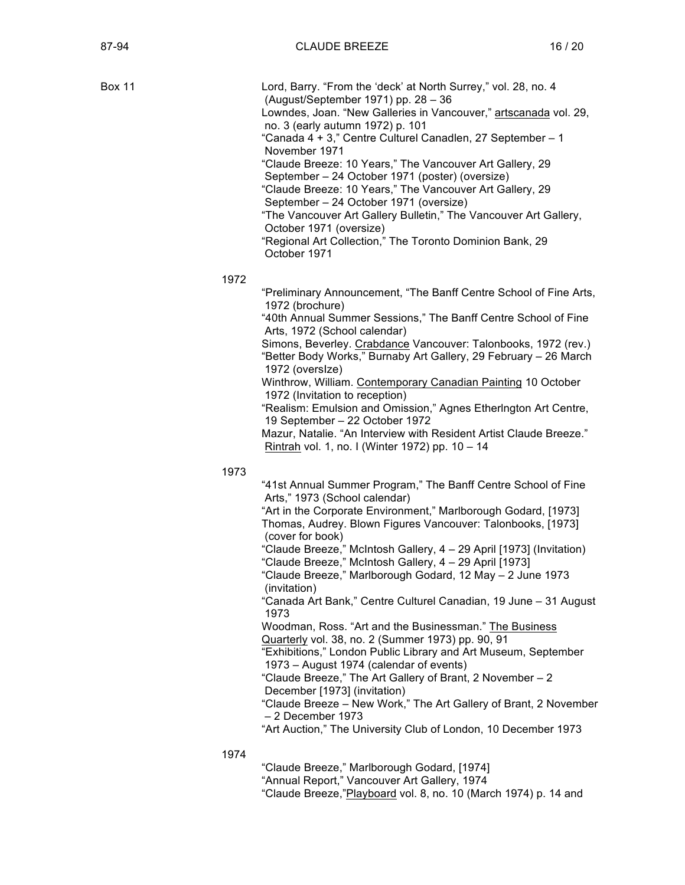Box 11

Lord, Barry. “From the ‘deck’ at North Surrey,” vol. 28, no. 4 (August/September 1971) pp. 28 – 36

Lowndes, Joan. “New Galleries in Vancouver,” artscanada vol. 29, no. 3 (early autumn 1972) p. 101

“Canada 4 + 3,” Centre Culturel Canadlen, 27 September – 1 November 1971

“Claude Breeze: 10 Years,” The Vancouver Art Gallery, 29 September – 24 October 1971 (poster) (oversize)

“Claude Breeze: 10 Years,” The Vancouver Art Gallery, 29 September – 24 October 1971 (oversize)

“The Vancouver Art Gallery Bulletin,” The Vancouver Art Gallery, October 1971 (oversize)

“Regional Art Collection,” The Toronto Dominion Bank, 29 October 1971

1972

“Preliminary Announcement, “The Banff Centre School of Fine Arts, 1972 (brochure)

“40th Annual Summer Sessions,” The Banff Centre School of Fine Arts, 1972 (School calendar)

Simons, Beverley. Crabdance Vancouver: Talonbooks, 1972 (rev.)

“Better Body Works,” Burnaby Art Gallery, 29 February – 26 March 1972 (overslze)

Winthrow, William. Contemporary Canadian Painting 10 October 1972 (Invitation to reception)

“Realism: Emulsion and Omission,” Agnes Etherlngton Art Centre, 19 September – 22 October 1972

Mazur, Natalie. “An Interview with Resident Artist Claude Breeze.” Rintrah vol. 1, no. I (Winter 1972) pp. 10 – 14

1973

“41st Annual Summer Program,” The Banff Centre School of Fine Arts,” 1973 (School calendar)

“Art in the Corporate Environment,” Marlborough Godard, [1973]

Thomas, Audrey. Blown Figures Vancouver: Talonbooks, [1973] (cover for book)

“Claude Breeze,” McIntosh Gallery, 4 – 29 April [1973] (Invitation)

“Claude Breeze,” McIntosh Gallery, 4 – 29 April [1973]

“Claude Breeze,” Marlborough Godard, 12 May – 2 June 1973 (invitation)

“Canada Art Bank,” Centre Culturel Canadian, 19 June – 31 August 1973

Woodman, Ross. “Art and the Businessman.” The Business Quarterly vol. 38, no. 2 (Summer 1973) pp. 90, 91

“Exhibitions,” London Public Library and Art Museum, September 1973 – August 1974 (calendar of events)

“Claude Breeze,” The Art Gallery of Brant, 2 November – 2 December [1973] (invitation)

“Claude Breeze – New Work,” The Art Gallery of Brant, 2 November – 2 December 1973

“Art Auction,” The University Club of London, 10 December 1973

1974

“Claude Breeze,” Marlborough Godard, [1974]

“Annual Report,” Vancouver Art Gallery, 1974

“Claude Breeze,”Playboard vol. 8, no. 10 (March 1974) p. 14 and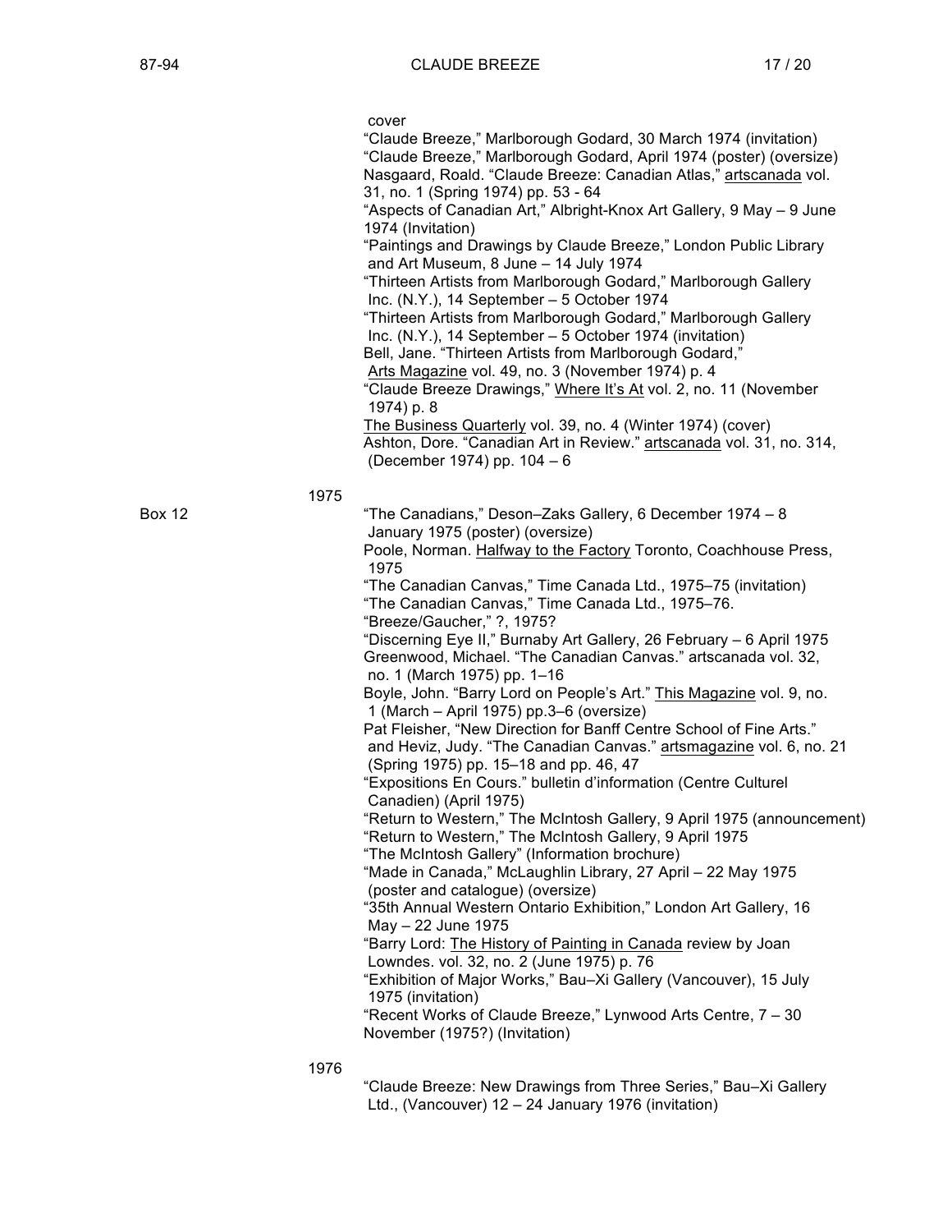cover

"Claude Breeze," Marlborough Godard, 30 March 1974 (invitation)

"Claude Breeze," Marlborough Godard, April 1974 (poster) (oversize)

Nasgaard, Roald. "Claude Breeze: Canadian Atlas," artscanada vol. 31, no. 1 (Spring 1974) pp. 53 - 64

"Aspects of Canadian Art," Albright-Knox Art Gallery, 9 May – 9 June 1974 (Invitation)

"Paintings and Drawings by Claude Breeze," London Public Library and Art Museum, 8 June – 14 July 1974

"Thirteen Artists from Marlborough Godard," Marlborough Gallery Inc. (N.Y.), 14 September – 5 October 1974

"Thirteen Artists from Marlborough Godard," Marlborough Gallery Inc. (N.Y.), 14 September – 5 October 1974 (invitation)

Bell, Jane. "Thirteen Artists from Marlborough Godard," Arts Magazine vol. 49, no. 3 (November 1974) p. 4

"Claude Breeze Drawings," Where It's At vol. 2, no. 11 (November 1974) p. 8

The Business Quarterly vol. 39, no. 4 (Winter 1974) (cover)

Ashton, Dore. "Canadian Art in Review." artscanada vol. 31, no. 314, (December 1974) pp. 104 – 6

1975

Box 12

"The Canadians," Deson–Zaks Gallery, 6 December 1974 – 8 January 1975 (poster) (oversize)

Poole, Norman. Halfway to the Factory Toronto, Coachhouse Press, 1975

"The Canadian Canvas," Time Canada Ltd., 1975–75 (invitation)

"The Canadian Canvas," Time Canada Ltd., 1975–76.

"Breeze/Gaucher," ?, 1975?

"Discerning Eye II," Burnaby Art Gallery, 26 February – 6 April 1975

Greenwood, Michael. "The Canadian Canvas." artscanada vol. 32, no. 1 (March 1975) pp. 1–16

Boyle, John. "Barry Lord on People's Art." This Magazine vol. 9, no. 1 (March – April 1975) pp.3–6 (oversize)

Pat Fleisher, "New Direction for Banff Centre School of Fine Arts." and Heviz, Judy. "The Canadian Canvas." artsmagazine vol. 6, no. 21 (Spring 1975) pp. 15–18 and pp. 46, 47

"Expositions En Cours." bulletin d'information (Centre Culturel Canadien) (April 1975)

"Return to Western," The McIntosh Gallery, 9 April 1975 (announcement)

"Return to Western," The McIntosh Gallery, 9 April 1975

"The McIntosh Gallery" (Information brochure)

"Made in Canada," McLaughlin Library, 27 April – 22 May 1975 (poster and catalogue) (oversize)

"35th Annual Western Ontario Exhibition," London Art Gallery, 16 May – 22 June 1975

"Barry Lord: The History of Painting in Canada review by Joan Lowndes. vol. 32, no. 2 (June 1975) p. 76

"Exhibition of Major Works," Bau–Xi Gallery (Vancouver), 15 July 1975 (invitation)

"Recent Works of Claude Breeze," Lynwood Arts Centre, 7 – 30 November (1975?) (Invitation)

1976

"Claude Breeze: New Drawings from Three Series," Bau–Xi Gallery Ltd., (Vancouver) 12 – 24 January 1976 (invitation)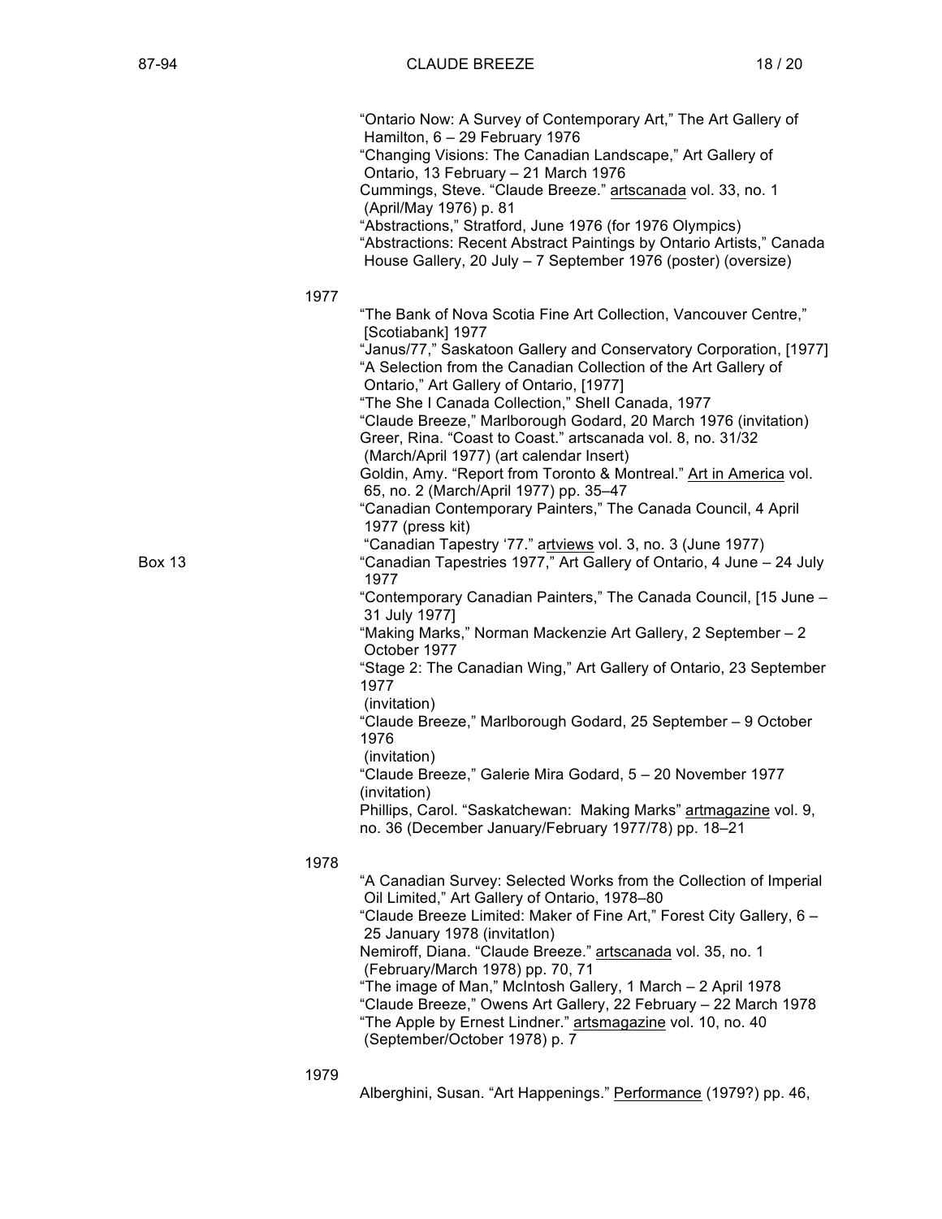"Ontario Now: A Survey of Contemporary Art," The Art Gallery of Hamilton, 6 – 29 February 1976

"Changing Visions: The Canadian Landscape," Art Gallery of Ontario, 13 February – 21 March 1976

Cummings, Steve. "Claude Breeze." artscanada vol. 33, no. 1 (April/May 1976) p. 81

"Abstractions," Stratford, June 1976 (for 1976 Olympics)

"Abstractions: Recent Abstract Paintings by Ontario Artists," Canada House Gallery, 20 July – 7 September 1976 (poster) (oversize)

1977

"The Bank of Nova Scotia Fine Art Collection, Vancouver Centre," [Scotiabank] 1977

"Janus/77," Saskatoon Gallery and Conservatory Corporation, [1977]

"A Selection from the Canadian Collection of the Art Gallery of Ontario," Art Gallery of Ontario, [1977]

"The She I Canada Collection," Shell Canada, 1977

"Claude Breeze," Marlborough Godard, 20 March 1976 (invitation)

Greer, Rina. "Coast to Coast." artscanada vol. 8, no. 31/32 (March/April 1977) (art calendar Insert)

Goldin, Amy. "Report from Toronto & Montreal." Art in America vol. 65, no. 2 (March/April 1977) pp. 35–47

"Canadian Contemporary Painters," The Canada Council, 4 April 1977 (press kit)

"Canadian Tapestry '77." artviews vol. 3, no. 3 (June 1977)

Box 13

"Canadian Tapestries 1977," Art Gallery of Ontario, 4 June – 24 July 1977

"Contemporary Canadian Painters," The Canada Council, [15 June – 31 July 1977]

"Making Marks," Norman Mackenzie Art Gallery, 2 September – 2 October 1977

"Stage 2: The Canadian Wing," Art Gallery of Ontario, 23 September 1977 (invitation)

"Claude Breeze," Marlborough Godard, 25 September – 9 October 1976 (invitation)

"Claude Breeze," Galerie Mira Godard, 5 – 20 November 1977 (invitation)

Phillips, Carol. "Saskatchewan: Making Marks" artmagazine vol. 9, no. 36 (December January/February 1977/78) pp. 18–21

1978

"A Canadian Survey: Selected Works from the Collection of Imperial Oil Limited," Art Gallery of Ontario, 1978–80

"Claude Breeze Limited: Maker of Fine Art," Forest City Gallery, 6 – 25 January 1978 (invitatIon)

Nemiroff, Diana. "Claude Breeze." artscanada vol. 35, no. 1 (February/March 1978) pp. 70, 71

"The image of Man," McIntosh Gallery, 1 March – 2 April 1978

"Claude Breeze," Owens Art Gallery, 22 February – 22 March 1978

"The Apple by Ernest Lindner." artsmagazine vol. 10, no. 40 (September/October 1978) p. 7

1979

Alberghini, Susan. "Art Happenings." Performance (1979?) pp. 46,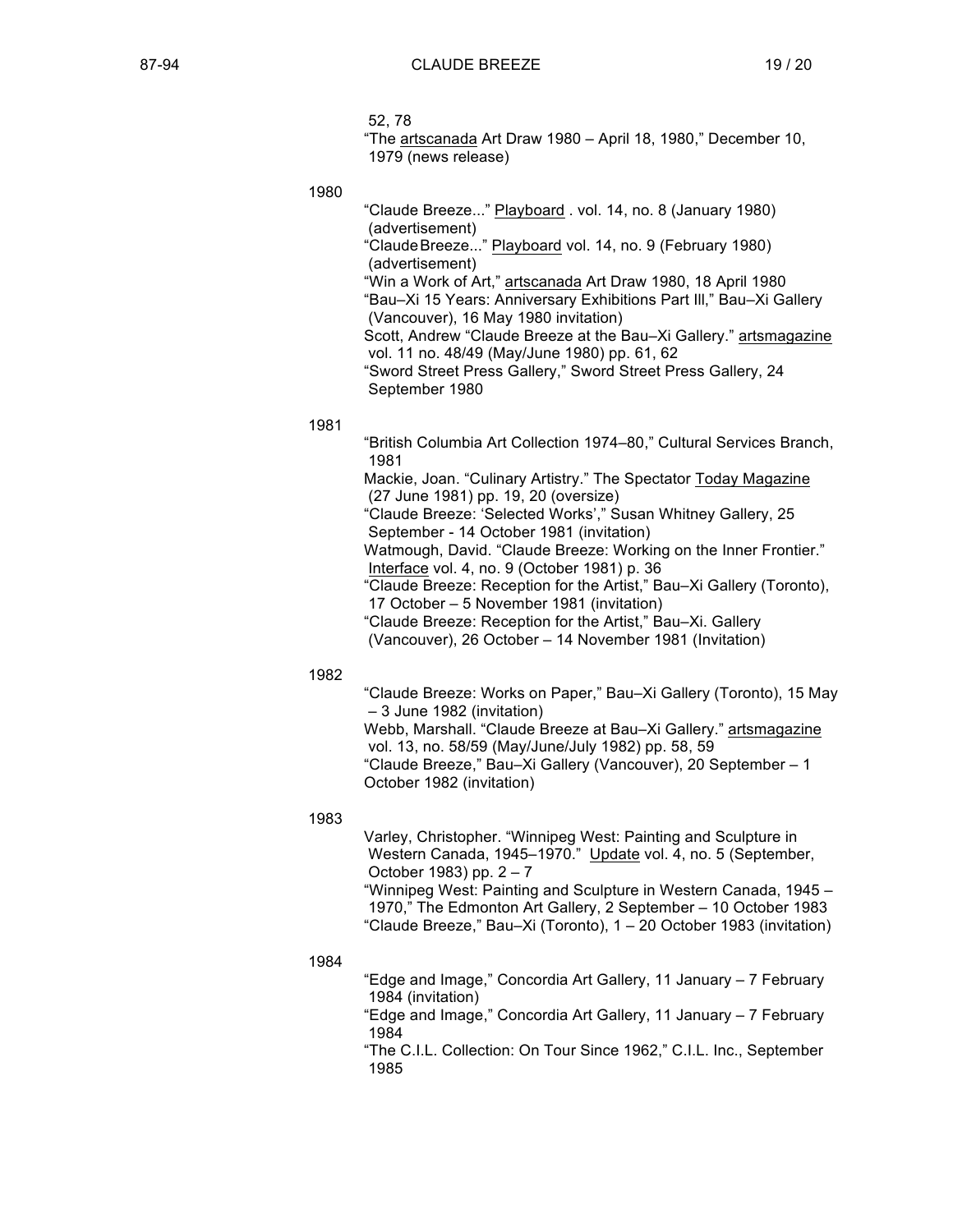52, 78
"The <u>artscanada</u> Art Draw 1980 – April 18, 1980," December 10, 1979 (news release)

1980

"Claude Breeze..." <u>Playboard</u> . vol. 14, no. 8 (January 1980) (advertisement)
"Claude Breeze..." <u>Playboard</u> vol. 14, no. 9 (February 1980) (advertisement)
"Win a Work of Art," <u>artscanada</u> Art Draw 1980, 18 April 1980
"Bau–Xi 15 Years: Anniversary Exhibitions Part Ill," Bau–Xi Gallery (Vancouver), 16 May 1980 invitation)
Scott, Andrew "Claude Breeze at the Bau–Xi Gallery." <u>artsmagazine</u> vol. 11 no. 48/49 (May/June 1980) pp. 61, 62
"Sword Street Press Gallery," Sword Street Press Gallery, 24 September 1980

1981

"British Columbia Art Collection 1974–80," Cultural Services Branch, 1981
Mackie, Joan. "Culinary Artistry." The Spectator <u>Today Magazine</u> (27 June 1981) pp. 19, 20 (oversize)
"Claude Breeze: 'Selected Works'," Susan Whitney Gallery, 25 September - 14 October 1981 (invitation)
Watmough, David. "Claude Breeze: Working on the Inner Frontier." <u>Interface</u> vol. 4, no. 9 (October 1981) p. 36
"Claude Breeze: Reception for the Artist," Bau–Xi Gallery (Toronto), 17 October – 5 November 1981 (invitation)
"Claude Breeze: Reception for the Artist," Bau–Xi. Gallery (Vancouver), 26 October – 14 November 1981 (Invitation)

1982

"Claude Breeze: Works on Paper," Bau–Xi Gallery (Toronto), 15 May – 3 June 1982 (invitation)
Webb, Marshall. "Claude Breeze at Bau–Xi Gallery." <u>artsmagazine</u> vol. 13, no. 58/59 (May/June/July 1982) pp. 58, 59
"Claude Breeze," Bau–Xi Gallery (Vancouver), 20 September – 1 October 1982 (invitation)

1983

Varley, Christopher. "Winnipeg West: Painting and Sculpture in Western Canada, 1945–1970." <u>Update</u> vol. 4, no. 5 (September, October 1983) pp. 2 – 7
"Winnipeg West: Painting and Sculpture in Western Canada, 1945 – 1970," The Edmonton Art Gallery, 2 September – 10 October 1983
"Claude Breeze," Bau–Xi (Toronto), 1 – 20 October 1983 (invitation)

1984

"Edge and Image," Concordia Art Gallery, 11 January – 7 February 1984 (invitation)
"Edge and Image," Concordia Art Gallery, 11 January – 7 February 1984
"The C.I.L. Collection: On Tour Since 1962," C.I.L. Inc., September 1985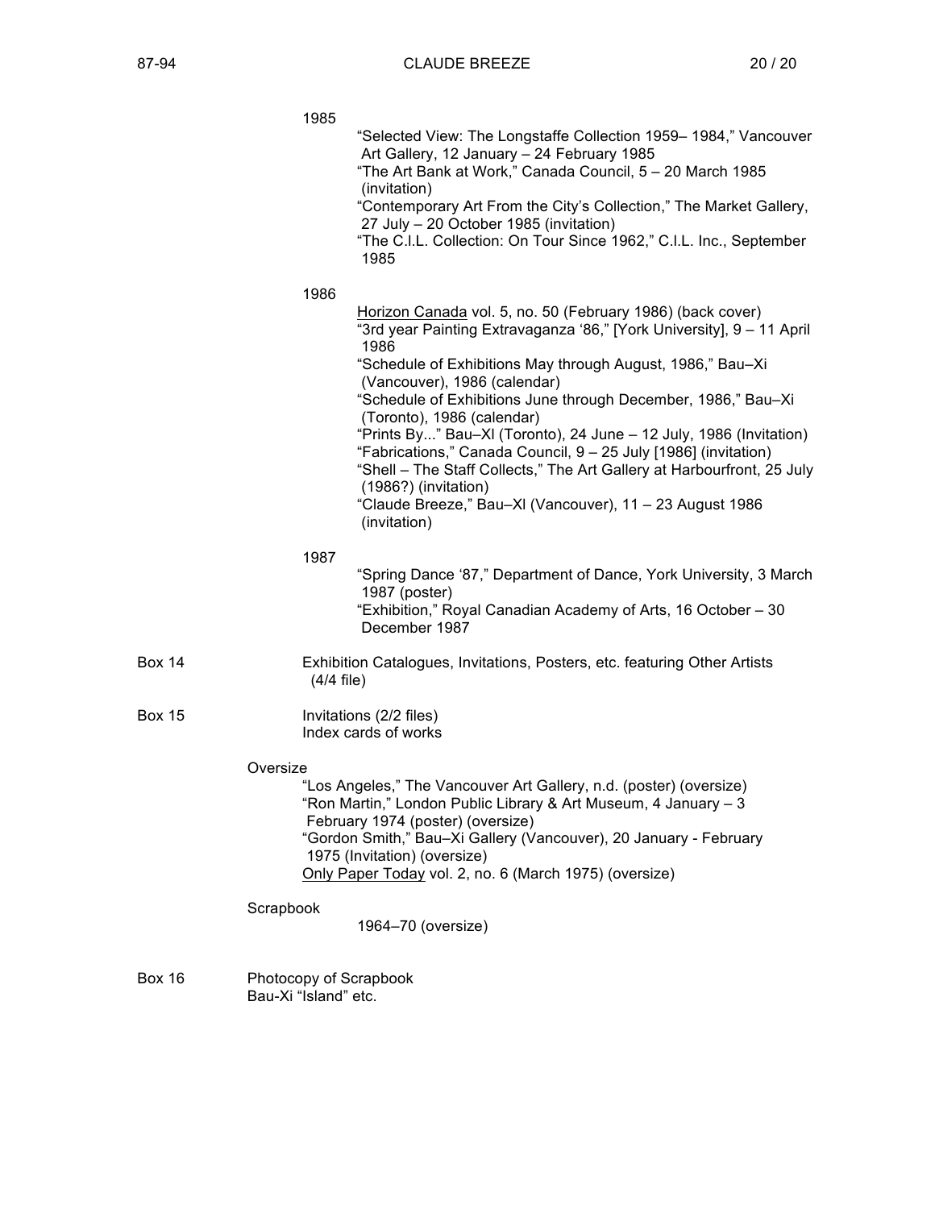1985

"Selected View: The Longstaffe Collection 1959– 1984," Vancouver Art Gallery, 12 January – 24 February 1985
"The Art Bank at Work," Canada Council, 5 – 20 March 1985 (invitation)
"Contemporary Art From the City's Collection," The Market Gallery, 27 July – 20 October 1985 (invitation)
"The C.I.L. Collection: On Tour Since 1962," C.I.L. Inc., September 1985

1986

<u>Horizon Canada</u> vol. 5, no. 50 (February 1986) (back cover)
"3rd year Painting Extravaganza '86," [York University], 9 – 11 April 1986
"Schedule of Exhibitions May through August, 1986," Bau–Xi (Vancouver), 1986 (calendar)
"Schedule of Exhibitions June through December, 1986," Bau–Xi (Toronto), 1986 (calendar)
"Prints By..." Bau–XI (Toronto), 24 June – 12 July, 1986 (Invitation)
"Fabrications," Canada Council, 9 – 25 July [1986] (invitation)
"Shell – The Staff Collects," The Art Gallery at Harbourfront, 25 July (1986?) (invitation)
"Claude Breeze," Bau–XI (Vancouver), 11 – 23 August 1986 (invitation)

1987

"Spring Dance '87," Department of Dance, York University, 3 March 1987 (poster)
"Exhibition," Royal Canadian Academy of Arts, 16 October – 30 December 1987

Box 14 — Exhibition Catalogues, Invitations, Posters, etc. featuring Other Artists (4/4 file)

Box 15 — Invitations (2/2 files)
Index cards of works

Oversize

"Los Angeles," The Vancouver Art Gallery, n.d. (poster) (oversize)
"Ron Martin," London Public Library & Art Museum, 4 January – 3 February 1974 (poster) (oversize)
"Gordon Smith," Bau–Xi Gallery (Vancouver), 20 January - February 1975 (Invitation) (oversize)
<u>Only Paper Today</u> vol. 2, no. 6 (March 1975) (oversize)

Scrapbook

1964–70 (oversize)

Box 16 — Photocopy of Scrapbook
Bau-Xi "Island" etc.